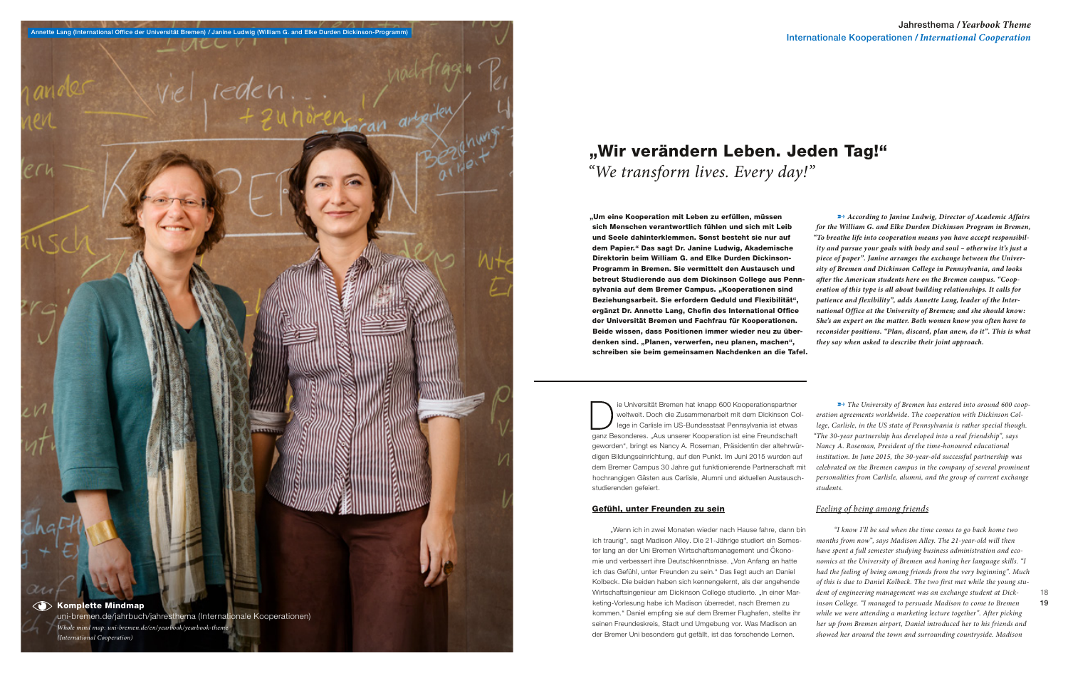Annette Lang (International Office der Universität Bremen) / Janine Ludwig (William G. and Elke Durden Dickinson-Programm)

Jahresthema / *Yearbook Theme*
Internationale Kooperationen / *International Cooperation*

# „Wir verändern Leben. Jeden Tag!"

*"We transform lives. Every day!"*

**„Um eine Kooperation mit Leben zu erfüllen, müssen sich Menschen verantwortlich fühlen und sich mit Leib und Seele dahinterklemmen. Sonst besteht sie nur auf dem Papier." Das sagt Dr. Janine Ludwig, Akademische Direktorin beim William G. and Elke Durden Dickinson-Programm in Bremen. Sie vermittelt den Austausch und betreut Studierende aus dem Dickinson College aus Pennsylvania auf dem Bremer Campus. „Kooperationen sind Beziehungsarbeit. Sie erfordern Geduld und Flexibilität", ergänzt Dr. Annette Lang, Chefin des International Office der Universität Bremen und Fachfrau für Kooperationen. Beide wissen, dass Positionen immer wieder neu zu überdenken sind. „Planen, verwerfen, neu planen, machen", schreiben sie beim gemeinsamen Nachdenken an die Tafel.**

Die Universität Bremen hat knapp 600 Kooperationspartner weltweit. Doch die Zusammenarbeit mit dem Dickinson College in Carlisle im US-Bundesstaat Pennsylvania ist etwas ganz Besonderes. „Aus unserer Kooperation ist eine Freundschaft geworden", bringt es Nancy A. Roseman, Präsidentin der altehrwürdigen Bildungseinrichtung, auf den Punkt. Im Juni 2015 wurden auf dem Bremer Campus 30 Jahre gut funktionierende Partnerschaft mit hochrangigen Gästen aus Carlisle, Alumni und aktuellen Austauschstudierenden gefeiert.

## Gefühl, unter Freunden zu sein

„Wenn ich in zwei Monaten wieder nach Hause fahre, dann bin ich traurig", sagt Madison Alley. Die 21-Jährige studiert ein Semester lang an der Uni Bremen Wirtschaftsmanagement und Ökonomie und verbessert ihre Deutschkenntnisse. „Von Anfang an hatte ich das Gefühl, unter Freunden zu sein." Das liegt auch an Daniel Kolbeck. Die beiden haben sich kennengelernt, als der angehende Wirtschaftsingenieur am Dickinson College studierte. „In einer Marketing-Vorlesung habe ich Madison überredet, nach Bremen zu kommen." Daniel empfing sie auf dem Bremer Flughafen, stellte ihr seinen Freundeskreis, Stadt und Umgebung vor. Was Madison an der Bremer Uni besonders gut gefällt, ist das forschende Lernen.

*According to Janine Ludwig, Director of Academic Affairs for the William G. and Elke Durden Dickinson Program in Bremen, "To breathe life into cooperation means you have accept responsibility and pursue your goals with body and soul – otherwise it's just a piece of paper". Janine arranges the exchange between the University of Bremen and Dickinson College in Pennsylvania, and looks after the American students here on the Bremen campus. "Cooperation of this type is all about building relationships. It calls for patience and flexibility", adds Annette Lang, leader of the International Office at the University of Bremen; and she should know: She's an expert on the matter. Both women know you often have to reconsider positions. "Plan, discard, plan anew, do it". This is what they say when asked to describe their joint approach.*

*The University of Bremen has entered into around 600 cooperation agreements worldwide. The cooperation with Dickinson College, Carlisle, in the US state of Pennsylvania is rather special though. "The 30-year partnership has developed into a real friendship", says Nancy A. Roseman, President of the time-honoured educational institution. In June 2015, the 30-year-old successful partnership was celebrated on the Bremen campus in the company of several prominent personalities from Carlisle, alumni, and the group of current exchange students.*

## *Feeling of being among friends*

*"I know I'll be sad when the time comes to go back home two months from now", says Madison Alley. The 21-year-old will then have spent a full semester studying business administration and economics at the University of Bremen and honing her language skills. "I had the feeling of being among friends from the very beginning". Much of this is due to Daniel Kolbeck. The two first met while the young student of engineering management was an exchange student at Dickinson College. "I managed to persuade Madison to come to Bremen while we were attending a marketing lecture together". After picking her up from Bremen airport, Daniel introduced her to his friends and showed her around the town and surrounding countryside. Madison*

**Komplette Mindmap**
uni-bremen.de/jahrbuch/jahresthema (Internationale Kooperationen)
*Whole mind map: uni-bremen.de/en/yearbook/yearbook-theme (International Cooperation)*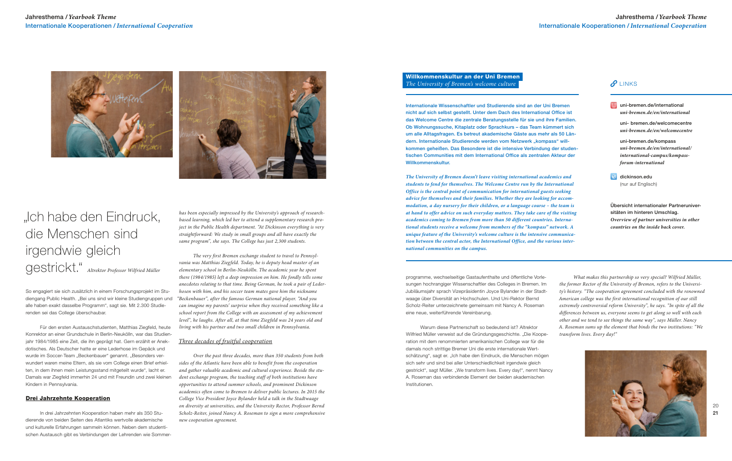# „Ich habe den Eindruck, die Menschen sind irgendwie gleich gestrickt." *Altrektor Professor Wilfried Müller*

So engagiert sie sich zusätzlich in einem Forschungsprojekt im Studiengang Public Health. „Bei uns sind wir kleine Studiengruppen und alle haben exakt dasselbe Programm", sagt sie. Mit 2.300 Studierenden sei das College überschaubar.

Für den ersten Austauschstudenten, Matthias Ziegfeld, heute Konrektor an einer Grundschule in Berlin-Neukölln, war das Studienjahr 1984/1985 eine Zeit, die ihn geprägt hat. Gern erzählt er Anekdotisches. Als Deutscher hatte er eine Lederhose im Gepäck und wurde im Soccer-Team „Beckenbauer" genannt. „Besonders verwundert waren meine Eltern, als sie vom College einen Brief erhielten, in dem ihnen mein Leistungsstand mitgeteilt wurde", lacht er. Damals war Ziegfeld immerhin 24 und mit Freundin und zwei kleinen Kindern in Pennsylvania.

**Drei Jahrzehnte Kooperation**

In drei Jahrzehnten Kooperation haben mehr als 350 Studierende von beiden Seiten des Atlantiks wertvolle akademische und kulturelle Erfahrungen sammeln können. Neben dem studentischen Austausch gibt es Verbindungen der Lehrenden wie Sommerprogramme, wechselseitige Gastaufenthalte und öffentliche Vorlesungen hochrangiger Wissenschaftler des Colleges in Bremen. Im Jubiläumsjahr sprach Vizepräsidentin Joyce Bylander in der Stadtwaage über Diversität an Hochschulen. Und Uni-Rektor Bernd Scholz-Reiter unterzeichnete gemeinsam mit Nancy A. Roseman eine neue, weiterführende Vereinbarung.

Warum diese Partnerschaft so bedeutend ist? Altrektor Wilfried Müller verweist auf die Gründungsgeschichte. „Die Kooperation mit dem renommierten amerikanischen College war für die damals noch strittige Bremer Uni die erste internationale Wertschätzung", sagt er. „Ich habe den Eindruck, die Menschen mögen sich sehr und sind bei aller Unterschiedlichkeit irgendwie gleich gestrickt", sagt Müller. „We transform lives. Every day!", nennt Nancy A. Roseman das verbindende Element der beiden akademischen Institutionen.

*has been especially impressed by the University's approach of research-based learning, which led her to attend a supplementary research project in the Public Health department. "At Dickinson everything is very straightforward: We study in small groups and all have exactly the same program", she says. The College has just 2,300 students.*

*The very first Bremen exchange student to travel to Pennsylvania was Matthias Ziegfeld. Today, he is deputy head master of an elementary school in Berlin-Neukölln. The academic year he spent there (1984/1985) left a deep impression on him. He fondly tells some anecdotes relating to that time. Being German, he took a pair of Lederhosen with him, and his soccer team mates gave him the nickname "Beckenbauer", after the famous German national player. "And you can imagine my parents' surprise when they received something like a school report from the College with an assessment of my achievement level", he laughs. After all, at that time Ziegfeld was 24 years old and living with his partner and two small children in Pennsylvania.*

*Three decades of fruitful cooperation*

*Over the past three decades, more than 350 students from both sides of the Atlantic have been able to benefit from the cooperation and gather valuable academic and cultural experience. Beside the student exchange program, the teaching staff of both institutions have opportunities to attend summer schools, and prominent Dickinson academics often come to Bremen to deliver public lectures. In 2015 the College Vice President Joyce Bylander held a talk in the Stadtwaage on diversity at universities, and the University Rector, Professor Bernd Scholz-Reiter, joined Nancy A. Roseman to sign a more comprehensive new cooperation agreement.*

*What makes this partnership so very special? Wilfried Müller, the former Rector of the University of Bremen, refers to the University's history. "The cooperation agreement concluded with the renowned American college was the first international recognition of our still extremely controversial reform University", he says. "In spite of all the differences between us, everyone seems to get along so well with each other and we tend to see things the same way", says Müller. Nancy A. Roseman sums up the element that binds the two institutions: "We transform lives. Every day!"*

## Willkommenskultur an der Uni Bremen
*The University of Bremen's welcome culture*

Internationale Wissenschaftler und Studierende sind an der Uni Bremen nicht auf sich selbst gestellt. Unter dem Dach des International Office ist das Welcome Centre die zentrale Beratungsstelle für sie und ihre Familien. Ob Wohnungssuche, Kitaplatz oder Sprachkurs – das Team kümmert sich um alle Alltagsfragen. Es betreut akademische Gäste aus mehr als 50 Ländern. Internationale Studierende werden vom Netzwerk „kompass" willkommen geheißen. Das Besondere ist die intensive Verbindung der studentischen Communities mit dem International Office als zentralen Akteur der Willkommenskultur.

*The University of Bremen doesn't leave visiting international academics and students to fend for themselves. The Welcome Centre run by the International Office is the central point of communication for international guests seeking advice for themselves and their families. Whether they are looking for accommodation, a day nursery for their children, or a language course – the team is at hand to offer advice on such everyday matters. They take care of the visiting academics coming to Bremen from more than 50 different countries. International students receive a welcome from members of the "kompass" network. A unique feature of the University's welcome culture is the intensive communication between the central actor, the International Office, and the various international communities on the campus.*

## LINKS

uni-bremen.de/international
*uni-bremen.de/en/international*

uni- bremen.de/welcomecentre
*uni-bremen.de/en/welcomecentre*

uni-bremen.de/kompass
*uni-bremen.de/en/international/international-campus/kompass-forum-international*

dickinson.edu
(nur auf Englisch)

Übersicht internationaler Partneruniversitäten im hinteren Umschlag.
*Overview of partner universities in other countries on the inside back cover.*